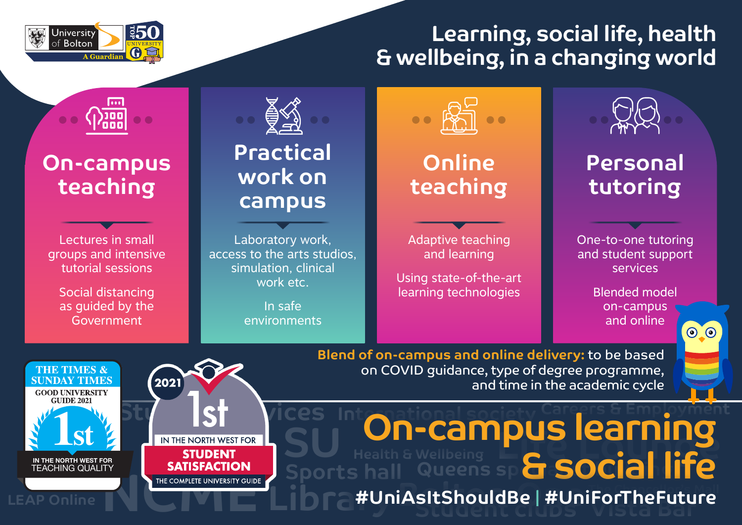University of Bolton

A Guardian TOP 50 UNIVERSITY

# Learning, social life, health & wellbeing, in a changing world

## On-campus teaching

Lectures in small groups and intensive tutorial sessions

Social distancing as guided by the Government

## Practical work on campus

Laboratory work, access to the arts studios, simulation, clinical work etc.

In safe environments

## Online teaching

Adaptive teaching and learning

Using state-of-the-art learning technologies

## Personal tutoring

One-to-one tutoring and student support services

Blended model on-campus and online

**Blend of on-campus and online delivery:** to be based on COVID guidance, type of degree programme, and time in the academic cycle

THE TIMES & SUNDAY TIMES GOOD UNIVERSITY GUIDE 2021 — 1st IN THE NORTH WEST FOR TEACHING QUALITY

2021 — 1st IN THE NORTH WEST FOR STUDENT SATISFACTION — THE COMPLETE UNIVERSITY GUIDE

# On-campus learning & social life

#UniAsItShouldBe | #UniForTheFuture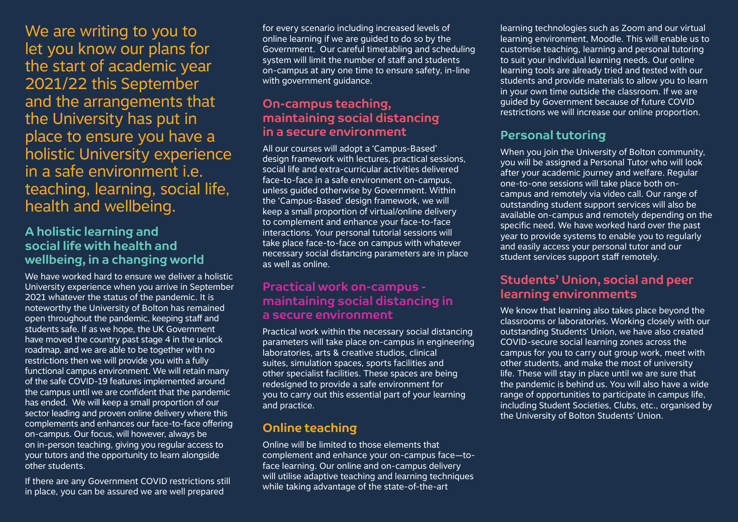We are writing to you to let you know our plans for the start of academic year 2021/22 this September and the arrangements that the University has put in place to ensure you have a holistic University experience in a safe environment i.e. teaching, learning, social life, health and wellbeing.

## A holistic learning and social life with health and wellbeing, in a changing world

We have worked hard to ensure we deliver a holistic University experience when you arrive in September 2021 whatever the status of the pandemic. It is noteworthy the University of Bolton has remained open throughout the pandemic, keeping staff and students safe. If as we hope, the UK Government have moved the country past stage 4 in the unlock roadmap, and we are able to be together with no restrictions then we will provide you with a fully functional campus environment. We will retain many of the safe COVID-19 features implemented around the campus until we are confident that the pandemic has ended. We will keep a small proportion of our sector leading and proven online delivery where this complements and enhances our face-to-face offering on-campus. Our focus, will however, always be on in-person teaching, giving you regular access to your tutors and the opportunity to learn alongside other students.

If there are any Government COVID restrictions still in place, you can be assured we are well prepared for every scenario including increased levels of online learning if we are guided to do so by the Government. Our careful timetabling and scheduling system will limit the number of staff and students on-campus at any one time to ensure safety, in-line with government guidance.

## On-campus teaching, maintaining social distancing in a secure environment

All our courses will adopt a 'Campus-Based' design framework with lectures, practical sessions, social life and extra-curricular activities delivered face-to-face in a safe environment on-campus, unless guided otherwise by Government. Within the 'Campus-Based' design framework, we will keep a small proportion of virtual/online delivery to complement and enhance your face-to-face interactions. Your personal tutorial sessions will take place face-to-face on campus with whatever necessary social distancing parameters are in place as well as online.

## Practical work on-campus - maintaining social distancing in a secure environment

Practical work within the necessary social distancing parameters will take place on-campus in engineering laboratories, arts & creative studios, clinical suites, simulation spaces, sports facilities and other specialist facilities. These spaces are being redesigned to provide a safe environment for you to carry out this essential part of your learning and practice.

## Online teaching

Online will be limited to those elements that complement and enhance your on-campus face—to-face learning. Our online and on-campus delivery will utilise adaptive teaching and learning techniques while taking advantage of the state-of-the-art learning technologies such as Zoom and our virtual learning environment, Moodle. This will enable us to customise teaching, learning and personal tutoring to suit your individual learning needs. Our online learning tools are already tried and tested with our students and provide materials to allow you to learn in your own time outside the classroom. If we are guided by Government because of future COVID restrictions we will increase our online proportion.

## Personal tutoring

When you join the University of Bolton community, you will be assigned a Personal Tutor who will look after your academic journey and welfare. Regular one-to-one sessions will take place both on-campus and remotely via video call. Our range of outstanding student support services will also be available on-campus and remotely depending on the specific need. We have worked hard over the past year to provide systems to enable you to regularly and easily access your personal tutor and our student services support staff remotely.

## Students' Union, social and peer learning environments

We know that learning also takes place beyond the classrooms or laboratories. Working closely with our outstanding Students' Union, we have also created COVID-secure social learning zones across the campus for you to carry out group work, meet with other students, and make the most of university life. These will stay in place until we are sure that the pandemic is behind us. You will also have a wide range of opportunities to participate in campus life, including Student Societies, Clubs, etc., organised by the University of Bolton Students' Union.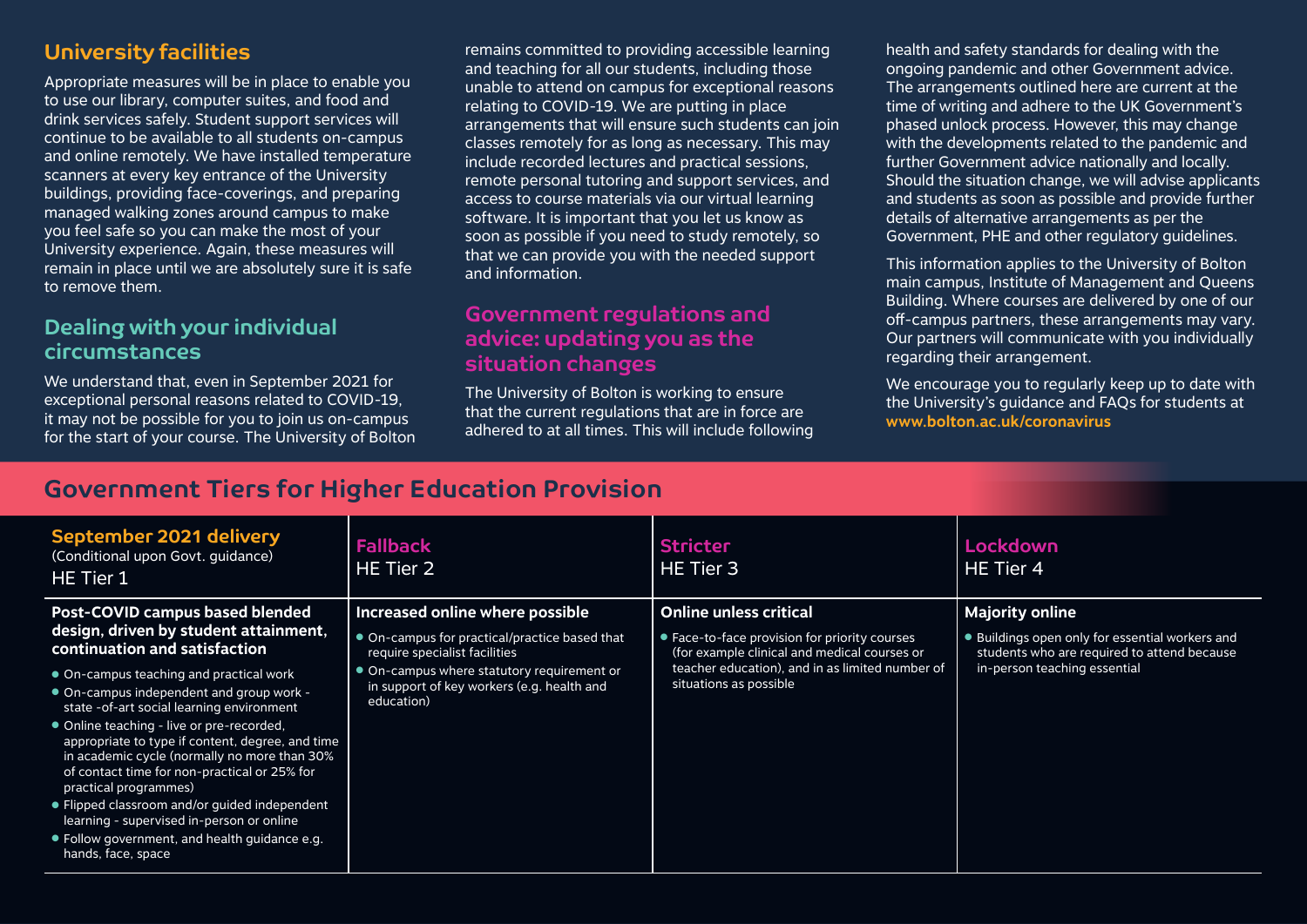## University facilities

Appropriate measures will be in place to enable you to use our library, computer suites, and food and drink services safely. Student support services will continue to be available to all students on-campus and online remotely. We have installed temperature scanners at every key entrance of the University buildings, providing face-coverings, and preparing managed walking zones around campus to make you feel safe so you can make the most of your University experience. Again, these measures will remain in place until we are absolutely sure it is safe to remove them.

## Dealing with your individual circumstances

We understand that, even in September 2021 for exceptional personal reasons related to COVID-19, it may not be possible for you to join us on-campus for the start of your course. The University of Bolton remains committed to providing accessible learning and teaching for all our students, including those unable to attend on campus for exceptional reasons relating to COVID-19. We are putting in place arrangements that will ensure such students can join classes remotely for as long as necessary. This may include recorded lectures and practical sessions, remote personal tutoring and support services, and access to course materials via our virtual learning software. It is important that you let us know as soon as possible if you need to study remotely, so that we can provide you with the needed support and information.

## Government regulations and advice: updating you as the situation changes

The University of Bolton is working to ensure that the current regulations that are in force are adhered to at all times. This will include following health and safety standards for dealing with the ongoing pandemic and other Government advice. The arrangements outlined here are current at the time of writing and adhere to the UK Government's phased unlock process. However, this may change with the developments related to the pandemic and further Government advice nationally and locally. Should the situation change, we will advise applicants and students as soon as possible and provide further details of alternative arrangements as per the Government, PHE and other regulatory guidelines.

This information applies to the University of Bolton main campus, Institute of Management and Queens Building. Where courses are delivered by one of our off-campus partners, these arrangements may vary. Our partners will communicate with you individually regarding their arrangement.

We encourage you to regularly keep up to date with the University's guidance and FAQs for students at **www.bolton.ac.uk/coronavirus**

## Government Tiers for Higher Education Provision

| **September 2021 delivery** (Conditional upon Govt. guidance) HE Tier 1 | **Fallback** HE Tier 2 | **Stricter** HE Tier 3 | **Lockdown** HE Tier 4 |
|---|---|---|---|
| **Post-COVID campus based blended design, driven by student attainment, continuation and satisfaction**<br>• On-campus teaching and practical work<br>• On-campus independent and group work - state -of-art social learning environment<br>• Online teaching - live or pre-recorded, appropriate to type if content, degree, and time in academic cycle (normally no more than 30% of contact time for non-practical or 25% for practical programmes)<br>• Flipped classroom and/or guided independent learning - supervised in-person or online<br>• Follow government, and health guidance e.g. hands, face, space | **Increased online where possible**<br>• On-campus for practical/practice based that require specialist facilities<br>• On-campus where statutory requirement or in support of key workers (e.g. health and education) | **Online unless critical**<br>• Face-to-face provision for priority courses (for example clinical and medical courses or teacher education), and in as limited number of situations as possible | **Majority online**<br>• Buildings open only for essential workers and students who are required to attend because in-person teaching essential |